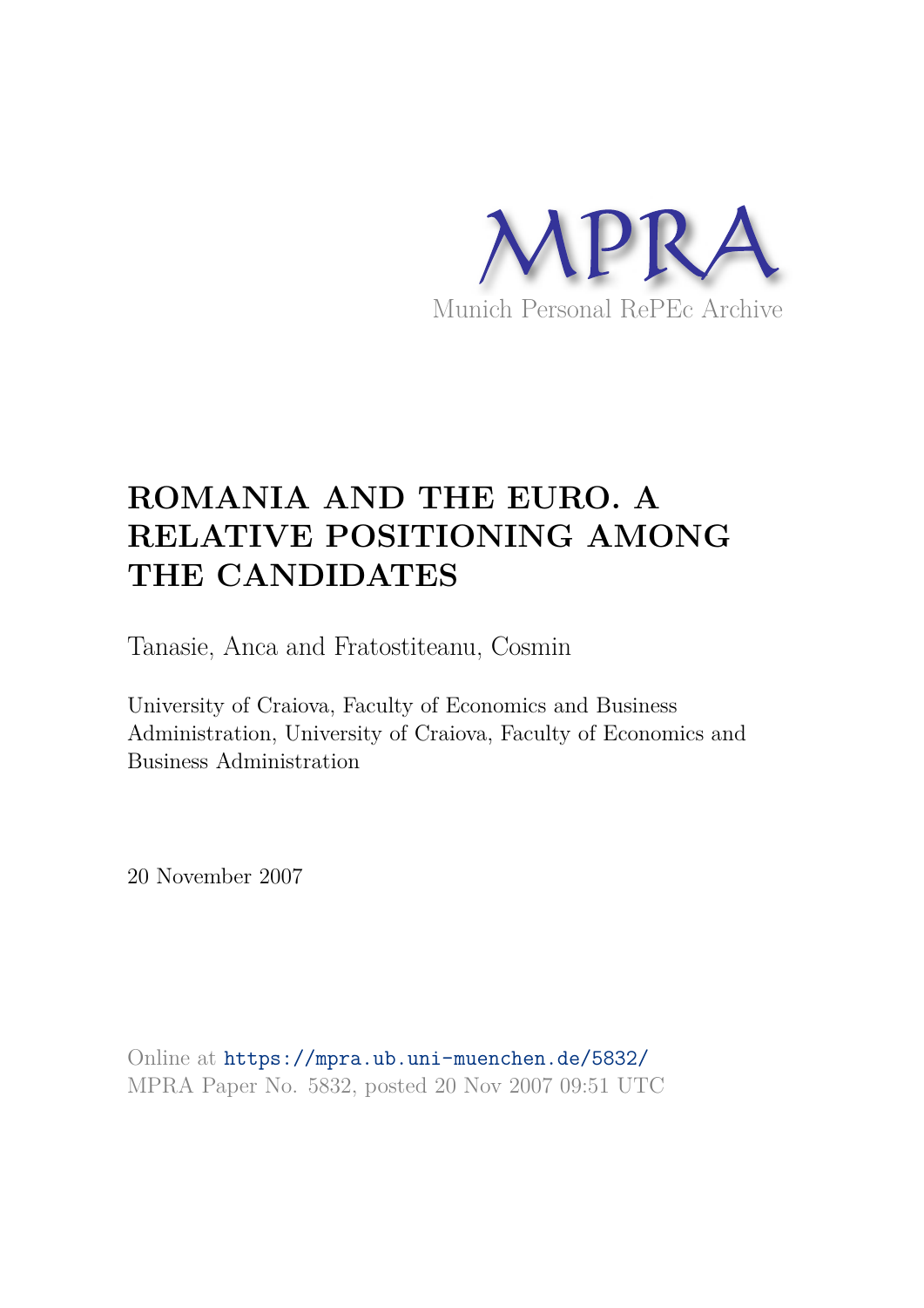MPRA

Munich Personal RePEc Archive

# ROMANIA AND THE EURO. A RELATIVE POSITIONING AMONG THE CANDIDATES

Tanasie, Anca and Fratostiteanu, Cosmin

University of Craiova, Faculty of Economics and Business Administration, University of Craiova, Faculty of Economics and Business Administration

20 November 2007

Online at https://mpra.ub.uni-muenchen.de/5832/
MPRA Paper No. 5832, posted 20 Nov 2007 09:51 UTC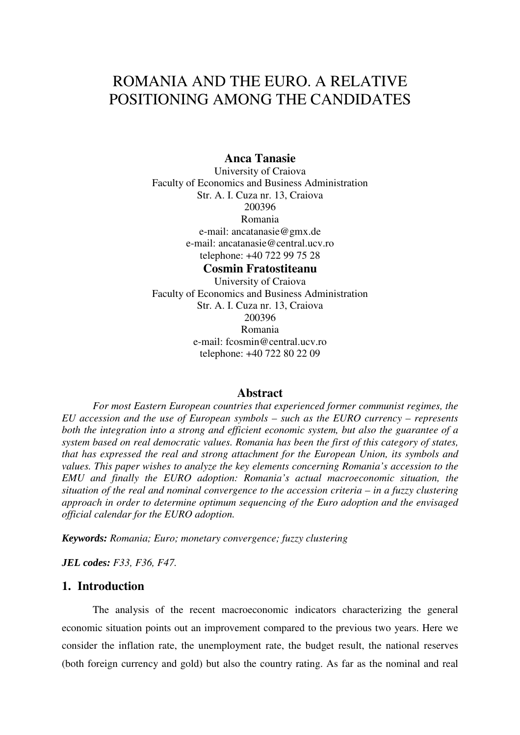# ROMANIA AND THE EURO. A RELATIVE POSITIONING AMONG THE CANDIDATES

**Anca Tanasie**
University of Craiova
Faculty of Economics and Business Administration
Str. A. I. Cuza nr. 13, Craiova
200396
Romania
e-mail: ancatanasie@gmx.de
e-mail: ancatanasie@central.ucv.ro
telephone: +40 722 99 75 28

**Cosmin Fratostiteanu**
University of Craiova
Faculty of Economics and Business Administration
Str. A. I. Cuza nr. 13, Craiova
200396
Romania
e-mail: fcosmin@central.ucv.ro
telephone: +40 722 80 22 09

## Abstract

*For most Eastern European countries that experienced former communist regimes, the EU accession and the use of European symbols – such as the EURO currency – represents both the integration into a strong and efficient economic system, but also the guarantee of a system based on real democratic values. Romania has been the first of this category of states, that has expressed the real and strong attachment for the European Union, its symbols and values. This paper wishes to analyze the key elements concerning Romania's accession to the EMU and finally the EURO adoption: Romania's actual macroeconomic situation, the situation of the real and nominal convergence to the accession criteria – in a fuzzy clustering approach in order to determine optimum sequencing of the Euro adoption and the envisaged official calendar for the EURO adoption.*

***Keywords:*** *Romania; Euro; monetary convergence; fuzzy clustering*

***JEL codes:*** *F33, F36, F47.*

## 1. Introduction

The analysis of the recent macroeconomic indicators characterizing the general economic situation points out an improvement compared to the previous two years. Here we consider the inflation rate, the unemployment rate, the budget result, the national reserves (both foreign currency and gold) but also the country rating. As far as the nominal and real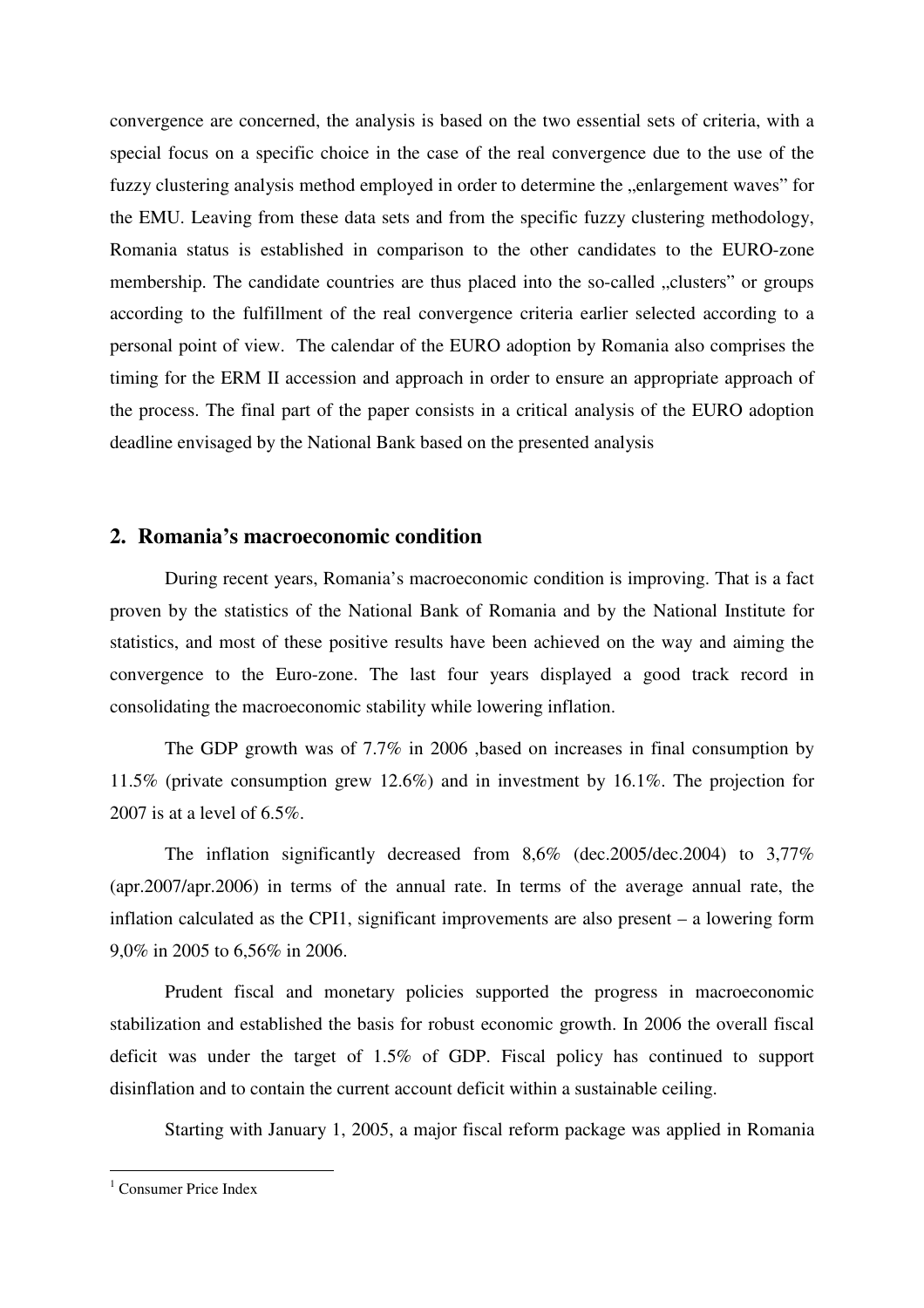convergence are concerned, the analysis is based on the two essential sets of criteria, with a special focus on a specific choice in the case of the real convergence due to the use of the fuzzy clustering analysis method employed in order to determine the „enlargement waves" for the EMU. Leaving from these data sets and from the specific fuzzy clustering methodology, Romania status is established in comparison to the other candidates to the EURO-zone membership. The candidate countries are thus placed into the so-called „clusters" or groups according to the fulfillment of the real convergence criteria earlier selected according to a personal point of view. The calendar of the EURO adoption by Romania also comprises the timing for the ERM II accession and approach in order to ensure an appropriate approach of the process. The final part of the paper consists in a critical analysis of the EURO adoption deadline envisaged by the National Bank based on the presented analysis

## 2. Romania's macroeconomic condition

During recent years, Romania's macroeconomic condition is improving. That is a fact proven by the statistics of the National Bank of Romania and by the National Institute for statistics, and most of these positive results have been achieved on the way and aiming the convergence to the Euro-zone. The last four years displayed a good track record in consolidating the macroeconomic stability while lowering inflation.

The GDP growth was of 7.7% in 2006 ,based on increases in final consumption by 11.5% (private consumption grew 12.6%) and in investment by 16.1%. The projection for 2007 is at a level of 6.5%.

The inflation significantly decreased from 8,6% (dec.2005/dec.2004) to 3,77% (apr.2007/apr.2006) in terms of the annual rate. In terms of the average annual rate, the inflation calculated as the CPI[1], significant improvements are also present – a lowering form 9,0% in 2005 to 6,56% in 2006.

Prudent fiscal and monetary policies supported the progress in macroeconomic stabilization and established the basis for robust economic growth. In 2006 the overall fiscal deficit was under the target of 1.5% of GDP. Fiscal policy has continued to support disinflation and to contain the current account deficit within a sustainable ceiling.

Starting with January 1, 2005, a major fiscal reform package was applied in Romania

---

[1] Consumer Price Index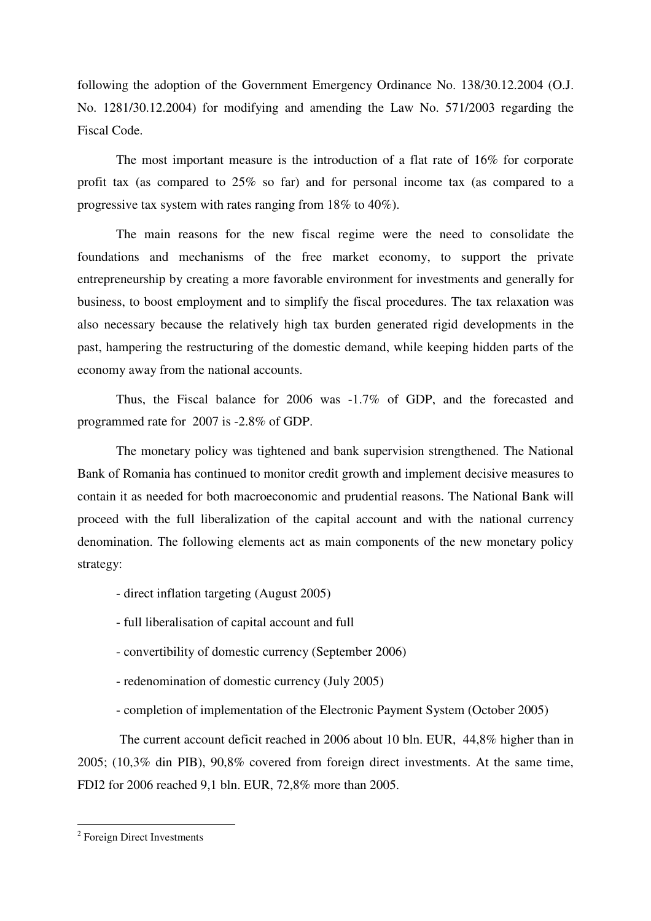following the adoption of the Government Emergency Ordinance No. 138/30.12.2004 (O.J. No. 1281/30.12.2004) for modifying and amending the Law No. 571/2003 regarding the Fiscal Code.

The most important measure is the introduction of a flat rate of 16% for corporate profit tax (as compared to 25% so far) and for personal income tax (as compared to a progressive tax system with rates ranging from 18% to 40%).

The main reasons for the new fiscal regime were the need to consolidate the foundations and mechanisms of the free market economy, to support the private entrepreneurship by creating a more favorable environment for investments and generally for business, to boost employment and to simplify the fiscal procedures. The tax relaxation was also necessary because the relatively high tax burden generated rigid developments in the past, hampering the restructuring of the domestic demand, while keeping hidden parts of the economy away from the national accounts.

Thus, the Fiscal balance for 2006 was -1.7% of GDP, and the forecasted and programmed rate for 2007 is -2.8% of GDP.

The monetary policy was tightened and bank supervision strengthened. The National Bank of Romania has continued to monitor credit growth and implement decisive measures to contain it as needed for both macroeconomic and prudential reasons. The National Bank will proceed with the full liberalization of the capital account and with the national currency denomination. The following elements act as main components of the new monetary policy strategy:

- direct inflation targeting (August 2005)
- full liberalisation of capital account and full
- convertibility of domestic currency (September 2006)
- redenomination of domestic currency (July 2005)
- completion of implementation of the Electronic Payment System (October 2005)

The current account deficit reached in 2006 about 10 bln. EUR, 44,8% higher than in 2005; (10,3% din PIB), 90,8% covered from foreign direct investments. At the same time, FDI[2] for 2006 reached 9,1 bln. EUR, 72,8% more than 2005.

[2] Foreign Direct Investments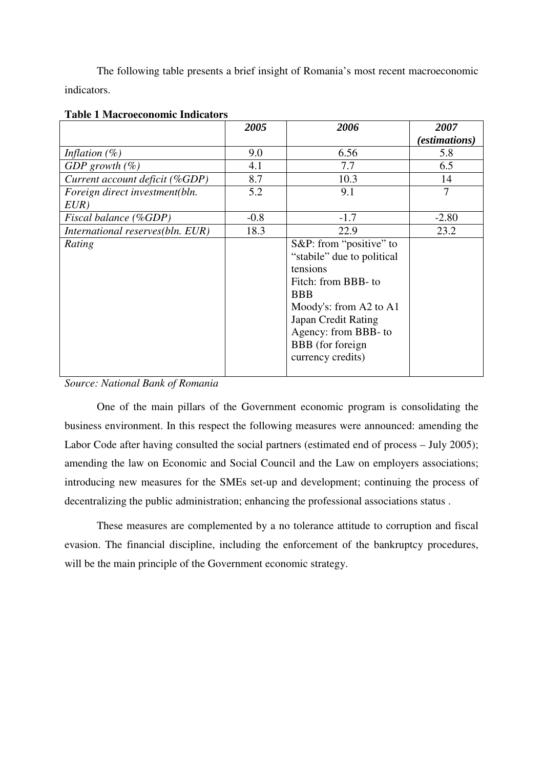The following table presents a brief insight of Romania's most recent macroeconomic indicators.

**Table 1 Macroeconomic Indicators**

| | ***2005*** | ***2006*** | ***2007 (estimations)*** |
|---|---|---|---|
| *Inflation (%)* | 9.0 | 6.56 | 5.8 |
| *GDP growth (%)* | 4.1 | 7.7 | 6.5 |
| *Current account deficit (%GDP)* | 8.7 | 10.3 | 14 |
| *Foreign direct investment(bln. EUR)* | 5.2 | 9.1 | 7 |
| *Fiscal balance (%GDP)* | -0.8 | -1.7 | -2.80 |
| *International reserves(bln. EUR)* | 18.3 | 22.9 | 23.2 |
| *Rating* | | S&P: from "positive" to "stabile" due to political tensions<br>Fitch: from BBB- to BBB<br>Moody's: from A2 to A1<br>Japan Credit Rating Agency: from BBB- to BBB (for foreign currency credits) | |

*Source: National Bank of Romania*

One of the main pillars of the Government economic program is consolidating the business environment. In this respect the following measures were announced: amending the Labor Code after having consulted the social partners (estimated end of process – July 2005); amending the law on Economic and Social Council and the Law on employers associations; introducing new measures for the SMEs set-up and development; continuing the process of decentralizing the public administration; enhancing the professional associations status .

These measures are complemented by a no tolerance attitude to corruption and fiscal evasion. The financial discipline, including the enforcement of the bankruptcy procedures, will be the main principle of the Government economic strategy.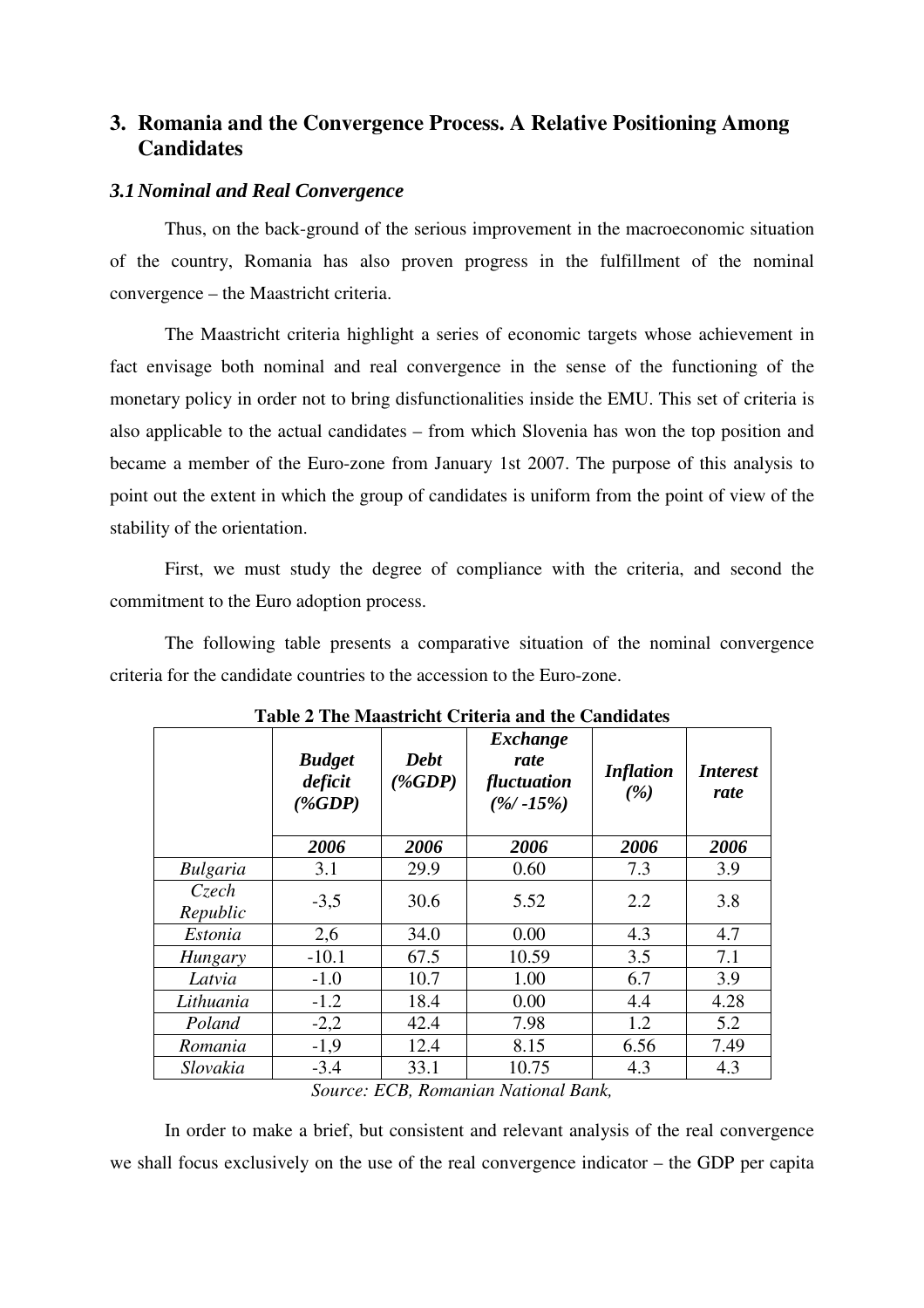## 3. Romania and the Convergence Process. A Relative Positioning Among Candidates

### *3.1 Nominal and Real Convergence*

Thus, on the back-ground of the serious improvement in the macroeconomic situation of the country, Romania has also proven progress in the fulfillment of the nominal convergence – the Maastricht criteria.

The Maastricht criteria highlight a series of economic targets whose achievement in fact envisage both nominal and real convergence in the sense of the functioning of the monetary policy in order not to bring disfunctionalities inside the EMU. This set of criteria is also applicable to the actual candidates – from which Slovenia has won the top position and became a member of the Euro-zone from January 1st 2007. The purpose of this analysis to point out the extent in which the group of candidates is uniform from the point of view of the stability of the orientation.

First, we must study the degree of compliance with the criteria, and second the commitment to the Euro adoption process.

The following table presents a comparative situation of the nominal convergence criteria for the candidate countries to the accession to the Euro-zone.

**Table 2 The Maastricht Criteria and the Candidates**

| | ***Budget deficit (%GDP)*** | ***Debt (%GDP)*** | ***Exchange rate fluctuation (%/ -15%)*** | ***Inflation (%)*** | ***Interest rate*** |
|---|---|---|---|---|---|
| | ***2006*** | ***2006*** | ***2006*** | ***2006*** | ***2006*** |
| *Bulgaria* | 3.1 | 29.9 | 0.60 | 7.3 | 3.9 |
| *Czech Republic* | -3,5 | 30.6 | 5.52 | 2.2 | 3.8 |
| *Estonia* | 2,6 | 34.0 | 0.00 | 4.3 | 4.7 |
| *Hungary* | -10.1 | 67.5 | 10.59 | 3.5 | 7.1 |
| *Latvia* | -1.0 | 10.7 | 1.00 | 6.7 | 3.9 |
| *Lithuania* | -1.2 | 18.4 | 0.00 | 4.4 | 4.28 |
| *Poland* | -2,2 | 42.4 | 7.98 | 1.2 | 5.2 |
| *Romania* | -1,9 | 12.4 | 8.15 | 6.56 | 7.49 |
| *Slovakia* | -3.4 | 33.1 | 10.75 | 4.3 | 4.3 |

*Source: ECB, Romanian National Bank,*

In order to make a brief, but consistent and relevant analysis of the real convergence we shall focus exclusively on the use of the real convergence indicator – the GDP per capita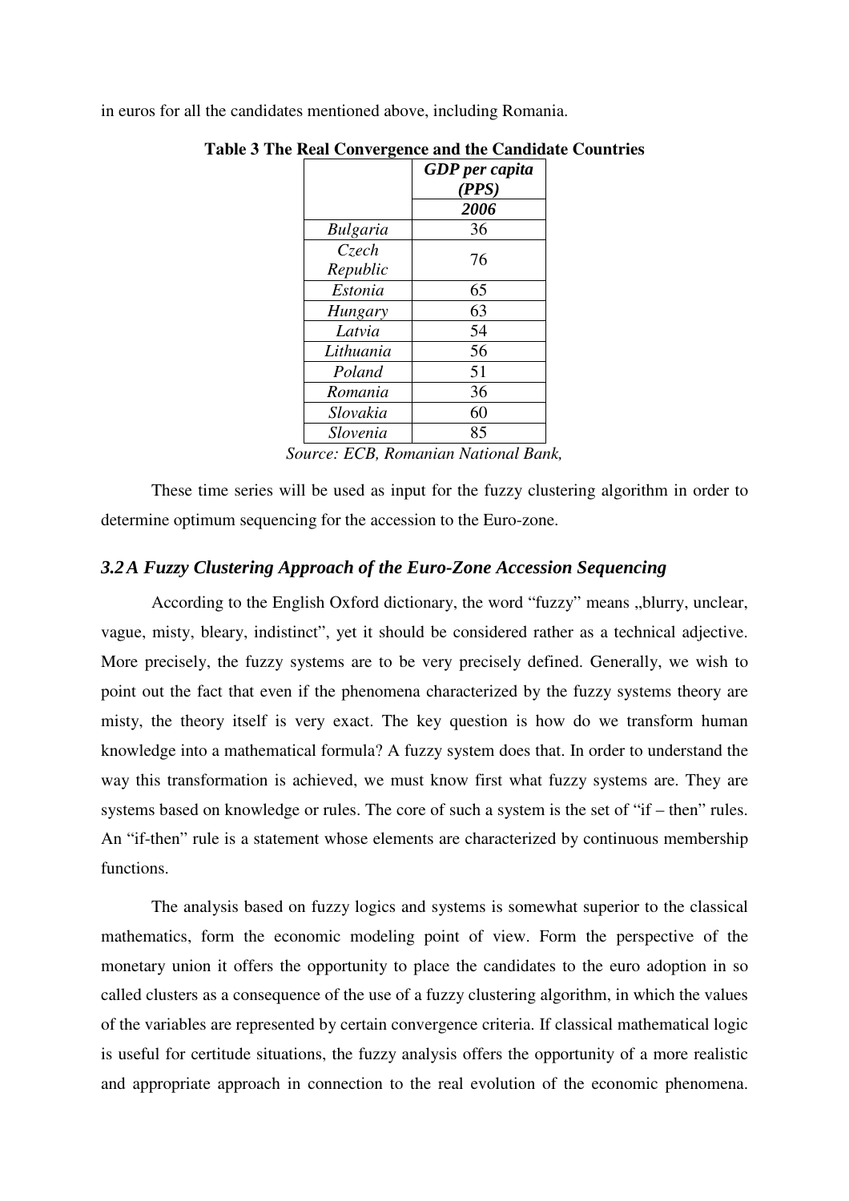in euros for all the candidates mentioned above, including Romania.

**Table 3 The Real Convergence and the Candidate Countries**

| | *GDP per capita (PPS)* |
|---|---|
| | ***2006*** |
| *Bulgaria* | 36 |
| *Czech Republic* | 76 |
| *Estonia* | 65 |
| *Hungary* | 63 |
| *Latvia* | 54 |
| *Lithuania* | 56 |
| *Poland* | 51 |
| *Romania* | 36 |
| *Slovakia* | 60 |
| *Slovenia* | 85 |

*Source: ECB, Romanian National Bank,*

These time series will be used as input for the fuzzy clustering algorithm in order to determine optimum sequencing for the accession to the Euro-zone.

### *3.2 A Fuzzy Clustering Approach of the Euro-Zone Accession Sequencing*

According to the English Oxford dictionary, the word "fuzzy" means „blurry, unclear, vague, misty, bleary, indistinct", yet it should be considered rather as a technical adjective. More precisely, the fuzzy systems are to be very precisely defined. Generally, we wish to point out the fact that even if the phenomena characterized by the fuzzy systems theory are misty, the theory itself is very exact. The key question is how do we transform human knowledge into a mathematical formula? A fuzzy system does that. In order to understand the way this transformation is achieved, we must know first what fuzzy systems are. They are systems based on knowledge or rules. The core of such a system is the set of "if – then" rules. An "if-then" rule is a statement whose elements are characterized by continuous membership functions.

The analysis based on fuzzy logics and systems is somewhat superior to the classical mathematics, form the economic modeling point of view. Form the perspective of the monetary union it offers the opportunity to place the candidates to the euro adoption in so called clusters as a consequence of the use of a fuzzy clustering algorithm, in which the values of the variables are represented by certain convergence criteria. If classical mathematical logic is useful for certitude situations, the fuzzy analysis offers the opportunity of a more realistic and appropriate approach in connection to the real evolution of the economic phenomena.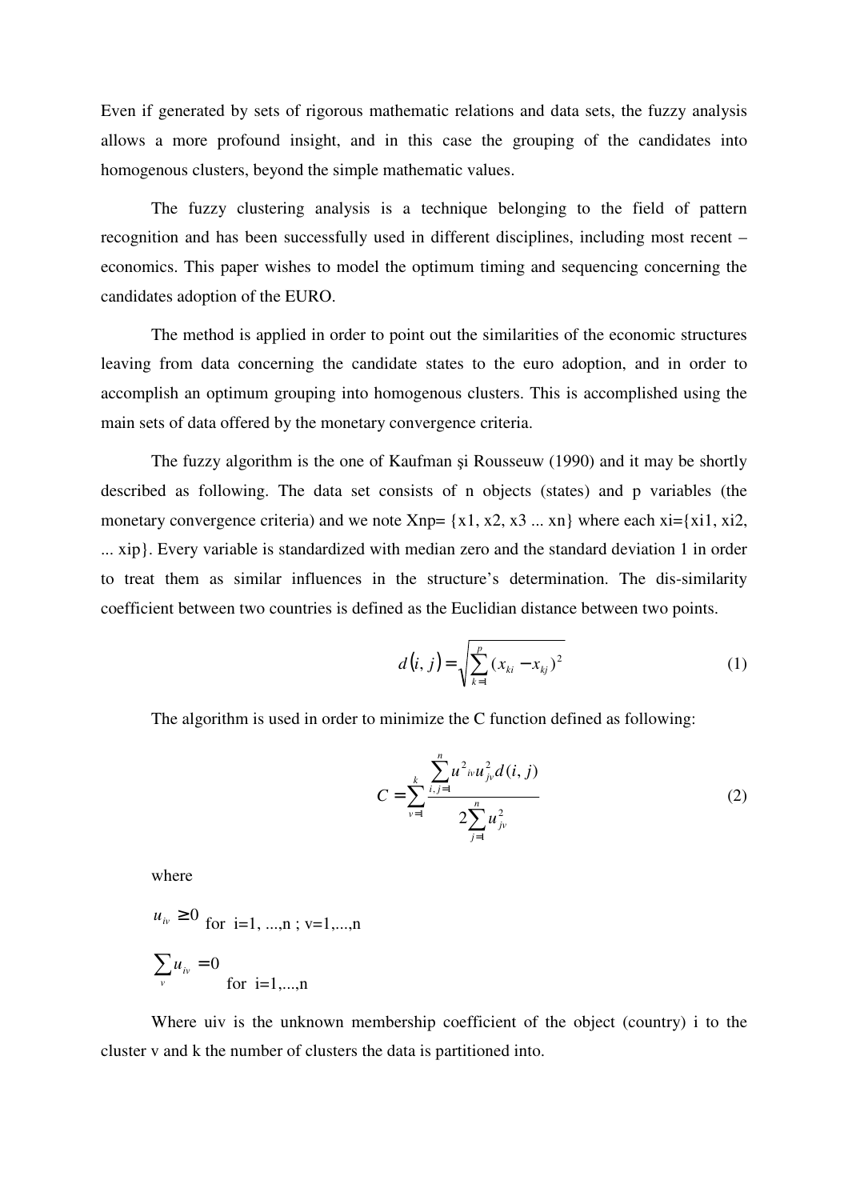Even if generated by sets of rigorous mathematic relations and data sets, the fuzzy analysis allows a more profound insight, and in this case the grouping of the candidates into homogenous clusters, beyond the simple mathematic values.

The fuzzy clustering analysis is a technique belonging to the field of pattern recognition and has been successfully used in different disciplines, including most recent – economics. This paper wishes to model the optimum timing and sequencing concerning the candidates adoption of the EURO.

The method is applied in order to point out the similarities of the economic structures leaving from data concerning the candidate states to the euro adoption, and in order to accomplish an optimum grouping into homogenous clusters. This is accomplished using the main sets of data offered by the monetary convergence criteria.

The fuzzy algorithm is the one of Kaufman şi Rousseuw (1990) and it may be shortly described as following. The data set consists of n objects (states) and p variables (the monetary convergence criteria) and we note Xnp= {x1, x2, x3 ... xn} where each xi={xi1, xi2, ... xip}. Every variable is standardized with median zero and the standard deviation 1 in order to treat them as similar influences in the structure's determination. The dis-similarity coefficient between two countries is defined as the Euclidian distance between two points.

$$d(i,j) = \sqrt{\sum_{k=1}^{p} (x_{ki} - x_{kj})^2} \tag{1}$$

The algorithm is used in order to minimize the C function defined as following:

$$C = \sum_{v=1}^{k} \frac{\sum_{i,j=1}^{n} u^2_{iv} u^2_{jv} d(i,j)}{2\sum_{j=1}^{n} u^2_{jv}} \tag{2}$$

where

$u_{iv} \geq 0$ for i=1, ...,n ; v=1,...,n

$\sum_{v} u_{iv} = 0$ for i=1,...,n

Where uiv is the unknown membership coefficient of the object (country) i to the cluster v and k the number of clusters the data is partitioned into.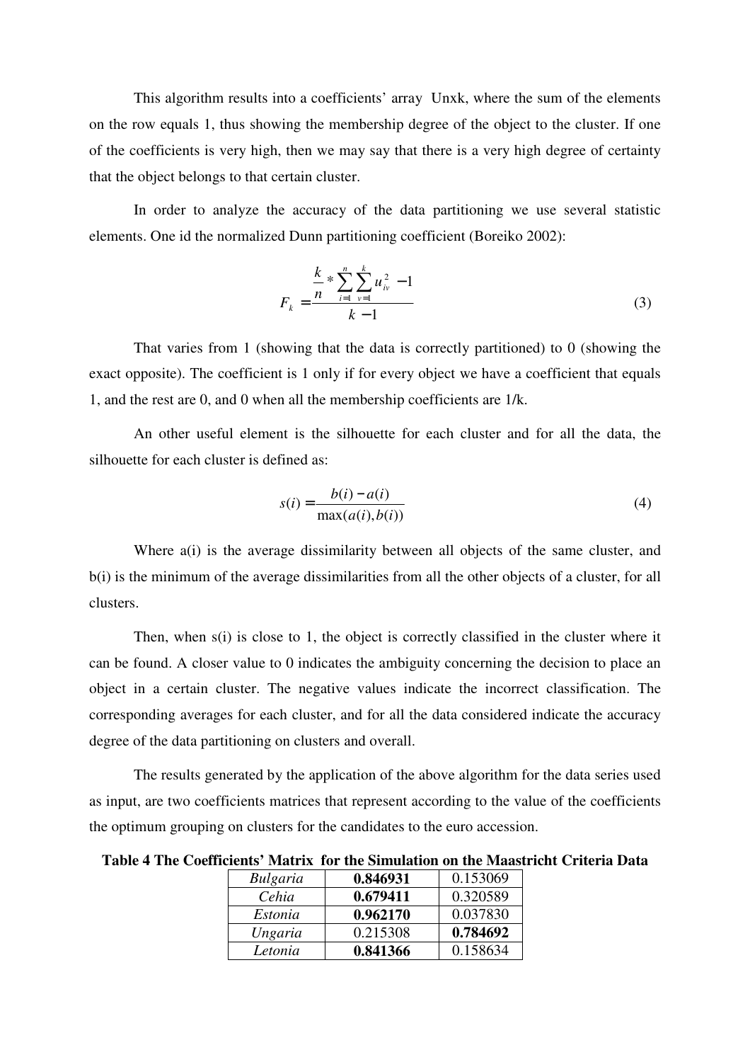This algorithm results into a coefficients' array Unxk, where the sum of the elements on the row equals 1, thus showing the membership degree of the object to the cluster. If one of the coefficients is very high, then we may say that there is a very high degree of certainty that the object belongs to that certain cluster.

In order to analyze the accuracy of the data partitioning we use several statistic elements. One id the normalized Dunn partitioning coefficient (Boreiko 2002):

$$F_k = \frac{\frac{k}{n} * \sum_{i=1}^{n} \sum_{v=1}^{k} u_{iv}^2 - 1}{k - 1} \tag{3}$$

That varies from 1 (showing that the data is correctly partitioned) to 0 (showing the exact opposite). The coefficient is 1 only if for every object we have a coefficient that equals 1, and the rest are 0, and 0 when all the membership coefficients are 1/k.

An other useful element is the silhouette for each cluster and for all the data, the silhouette for each cluster is defined as:

$$s(i) = \frac{b(i) - a(i)}{\max(a(i), b(i))} \tag{4}$$

Where a(i) is the average dissimilarity between all objects of the same cluster, and b(i) is the minimum of the average dissimilarities from all the other objects of a cluster, for all clusters.

Then, when s(i) is close to 1, the object is correctly classified in the cluster where it can be found. A closer value to 0 indicates the ambiguity concerning the decision to place an object in a certain cluster. The negative values indicate the incorrect classification. The corresponding averages for each cluster, and for all the data considered indicate the accuracy degree of the data partitioning on clusters and overall.

The results generated by the application of the above algorithm for the data series used as input, are two coefficients matrices that represent according to the value of the coefficients the optimum grouping on clusters for the candidates to the euro accession.

**Table 4 The Coefficients' Matrix for the Simulation on the Maastricht Criteria Data**

| | | |
|---|---|---|
| *Bulgaria* | **0.846931** | 0.153069 |
| *Cehia* | **0.679411** | 0.320589 |
| *Estonia* | **0.962170** | 0.037830 |
| *Ungaria* | 0.215308 | **0.784692** |
| *Letonia* | **0.841366** | 0.158634 |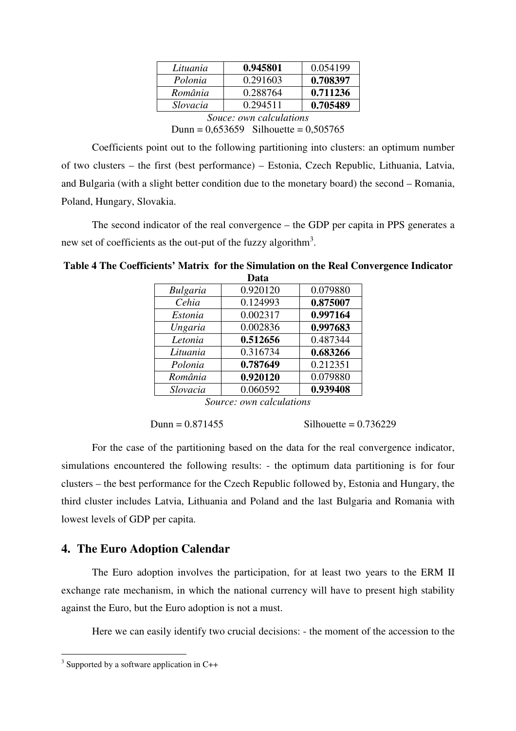| | | |
|---|---|---|
| *Lituania* | **0.945801** | 0.054199 |
| *Polonia* | 0.291603 | **0.708397** |
| *România* | 0.288764 | **0.711236** |
| *Slovacia* | 0.294511 | **0.705489** |

*Souce: own calculations*

Dunn = 0,653659 Silhouette = 0,505765

Coefficients point out to the following partitioning into clusters: an optimum number of two clusters – the first (best performance) – Estonia, Czech Republic, Lithuania, Latvia, and Bulgaria (with a slight better condition due to the monetary board) the second – Romania, Poland, Hungary, Slovakia.

The second indicator of the real convergence – the GDP per capita in PPS generates a new set of coefficients as the out-put of the fuzzy algorithm[3].

**Table 4 The Coefficients' Matrix for the Simulation on the Real Convergence Indicator Data**

| | | |
|---|---|---|
| *Bulgaria* | 0.920120 | 0.079880 |
| *Cehia* | 0.124993 | **0.875007** |
| *Estonia* | 0.002317 | **0.997164** |
| *Ungaria* | 0.002836 | **0.997683** |
| *Letonia* | **0.512656** | 0.487344 |
| *Lituania* | 0.316734 | **0.683266** |
| *Polonia* | **0.787649** | 0.212351 |
| *România* | **0.920120** | 0.079880 |
| *Slovacia* | 0.060592 | **0.939408** |

*Source: own calculations*

Dunn = 0.871455 Silhouette = 0.736229

For the case of the partitioning based on the data for the real convergence indicator, simulations encountered the following results: - the optimum data partitioning is for four clusters – the best performance for the Czech Republic followed by, Estonia and Hungary, the third cluster includes Latvia, Lithuania and Poland and the last Bulgaria and Romania with lowest levels of GDP per capita.

## 4. The Euro Adoption Calendar

The Euro adoption involves the participation, for at least two years to the ERM II exchange rate mechanism, in which the national currency will have to present high stability against the Euro, but the Euro adoption is not a must.

Here we can easily identify two crucial decisions: - the moment of the accession to the

[3] Supported by a software application in C++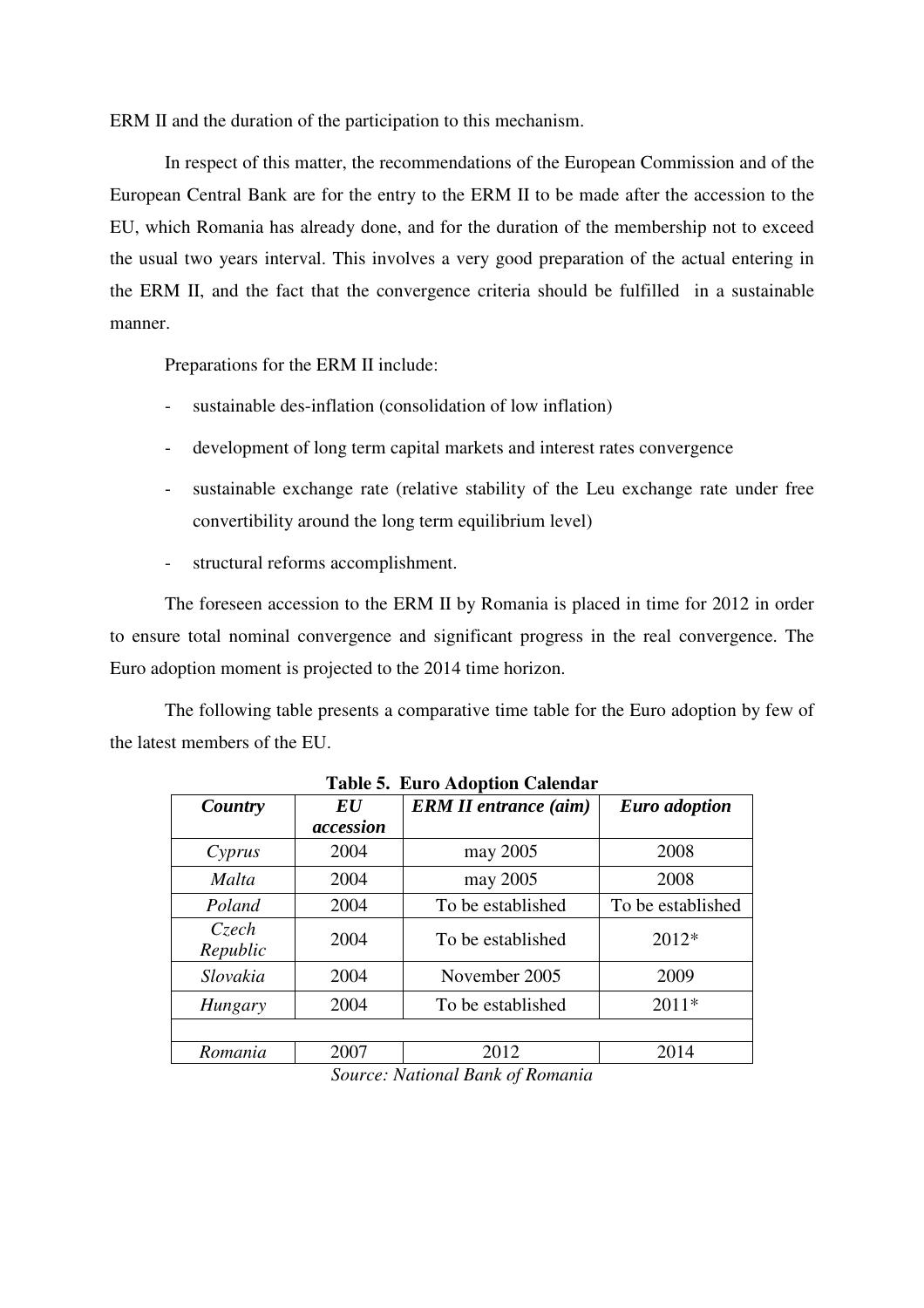ERM II and the duration of the participation to this mechanism.

In respect of this matter, the recommendations of the European Commission and of the European Central Bank are for the entry to the ERM II to be made after the accession to the EU, which Romania has already done, and for the duration of the membership not to exceed the usual two years interval. This involves a very good preparation of the actual entering in the ERM II, and the fact that the convergence criteria should be fulfilled in a sustainable manner.

Preparations for the ERM II include:

- sustainable des-inflation (consolidation of low inflation)
- development of long term capital markets and interest rates convergence
- sustainable exchange rate (relative stability of the Leu exchange rate under free convertibility around the long term equilibrium level)
- structural reforms accomplishment.

The foreseen accession to the ERM II by Romania is placed in time for 2012 in order to ensure total nominal convergence and significant progress in the real convergence. The Euro adoption moment is projected to the 2014 time horizon.

The following table presents a comparative time table for the Euro adoption by few of the latest members of the EU.

**Table 5. Euro Adoption Calendar**

| ***Country*** | ***EU accession*** | ***ERM II entrance (aim)*** | ***Euro adoption*** |
|---|---|---|---|
| *Cyprus* | 2004 | may 2005 | 2008 |
| *Malta* | 2004 | may 2005 | 2008 |
| *Poland* | 2004 | To be established | To be established |
| *Czech Republic* | 2004 | To be established | 2012* |
| *Slovakia* | 2004 | November 2005 | 2009 |
| *Hungary* | 2004 | To be established | 2011* |
| | | | |
| *Romania* | 2007 | 2012 | 2014 |

*Source: National Bank of Romania*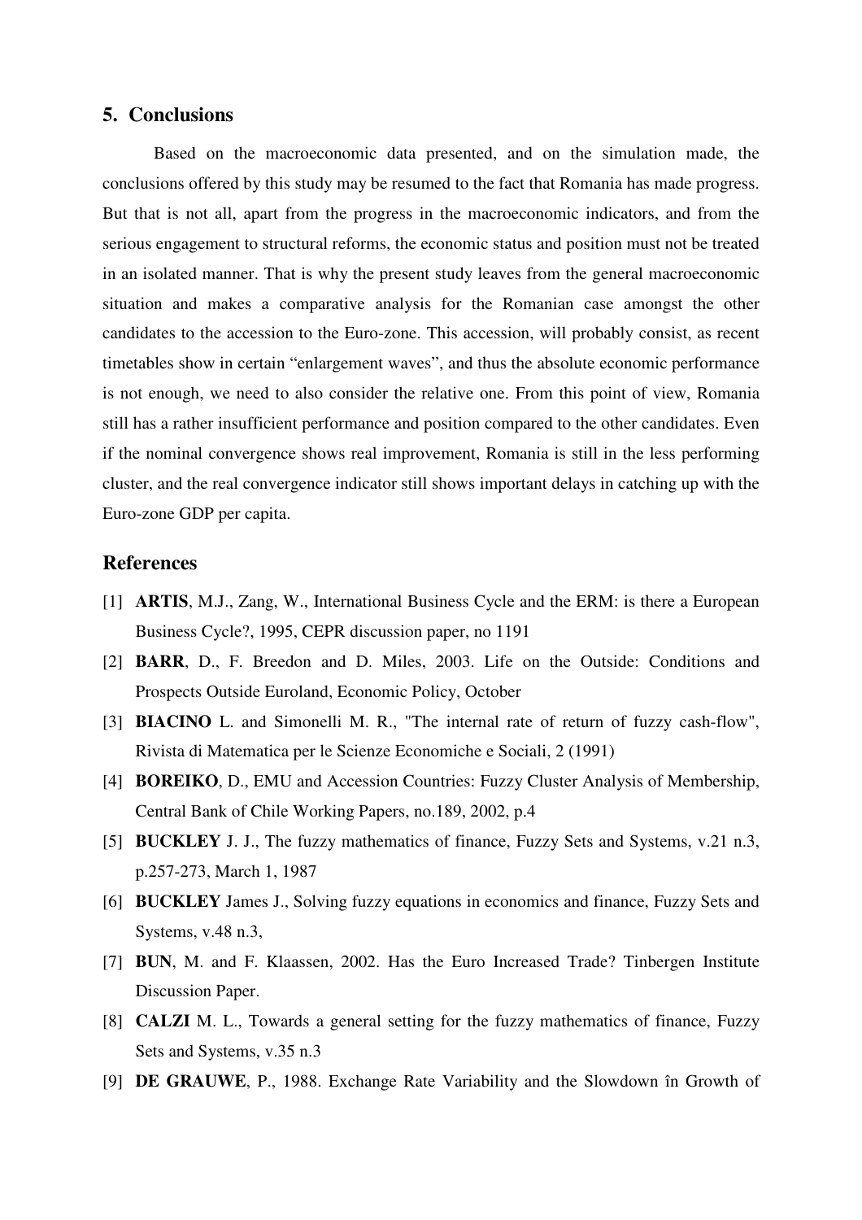## 5. Conclusions

Based on the macroeconomic data presented, and on the simulation made, the conclusions offered by this study may be resumed to the fact that Romania has made progress. But that is not all, apart from the progress in the macroeconomic indicators, and from the serious engagement to structural reforms, the economic status and position must not be treated in an isolated manner. That is why the present study leaves from the general macroeconomic situation and makes a comparative analysis for the Romanian case amongst the other candidates to the accession to the Euro-zone. This accession, will probably consist, as recent timetables show in certain "enlargement waves", and thus the absolute economic performance is not enough, we need to also consider the relative one. From this point of view, Romania still has a rather insufficient performance and position compared to the other candidates. Even if the nominal convergence shows real improvement, Romania is still in the less performing cluster, and the real convergence indicator still shows important delays in catching up with the Euro-zone GDP per capita.

## References

[1] **ARTIS**, M.J., Zang, W., International Business Cycle and the ERM: is there a European Business Cycle?, 1995, CEPR discussion paper, no 1191

[2] **BARR**, D., F. Breedon and D. Miles, 2003. Life on the Outside: Conditions and Prospects Outside Euroland, Economic Policy, October

[3] **BIACINO** L. and Simonelli M. R., "The internal rate of return of fuzzy cash-flow", Rivista di Matematica per le Scienze Economiche e Sociali, 2 (1991)

[4] **BOREIKO**, D., EMU and Accession Countries: Fuzzy Cluster Analysis of Membership, Central Bank of Chile Working Papers, no.189, 2002, p.4

[5] **BUCKLEY** J. J., The fuzzy mathematics of finance, Fuzzy Sets and Systems, v.21 n.3, p.257-273, March 1, 1987

[6] **BUCKLEY** James J., Solving fuzzy equations in economics and finance, Fuzzy Sets and Systems, v.48 n.3,

[7] **BUN**, M. and F. Klaassen, 2002. Has the Euro Increased Trade? Tinbergen Institute Discussion Paper.

[8] **CALZI** M. L., Towards a general setting for the fuzzy mathematics of finance, Fuzzy Sets and Systems, v.35 n.3

[9] **DE GRAUWE**, P., 1988. Exchange Rate Variability and the Slowdown în Growth of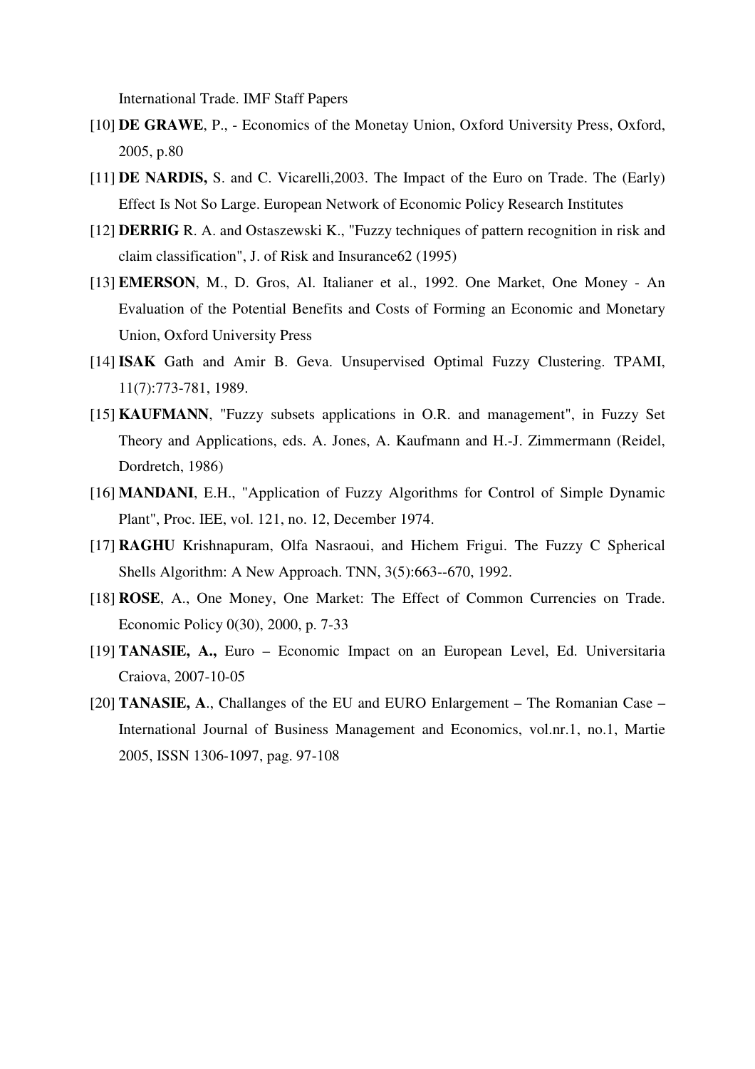International Trade. IMF Staff Papers

[10] **DE GRAWE**, P., - Economics of the Monetay Union, Oxford University Press, Oxford, 2005, p.80

[11] **DE NARDIS,** S. and C. Vicarelli,2003. The Impact of the Euro on Trade. The (Early) Effect Is Not So Large. European Network of Economic Policy Research Institutes

[12] **DERRIG** R. A. and Ostaszewski K., "Fuzzy techniques of pattern recognition in risk and claim classification", J. of Risk and Insurance62 (1995)

[13] **EMERSON**, M., D. Gros, Al. Italianer et al., 1992. One Market, One Money - An Evaluation of the Potential Benefits and Costs of Forming an Economic and Monetary Union, Oxford University Press

[14] **ISAK** Gath and Amir B. Geva. Unsupervised Optimal Fuzzy Clustering. TPAMI, 11(7):773-781, 1989.

[15] **KAUFMANN**, "Fuzzy subsets applications in O.R. and management", in Fuzzy Set Theory and Applications, eds. A. Jones, A. Kaufmann and H.-J. Zimmermann (Reidel, Dordretch, 1986)

[16] **MANDANI**, E.H., "Application of Fuzzy Algorithms for Control of Simple Dynamic Plant", Proc. IEE, vol. 121, no. 12, December 1974.

[17] **RAGHU** Krishnapuram, Olfa Nasraoui, and Hichem Frigui. The Fuzzy C Spherical Shells Algorithm: A New Approach. TNN, 3(5):663--670, 1992.

[18] **ROSE**, A., One Money, One Market: The Effect of Common Currencies on Trade. Economic Policy 0(30), 2000, p. 7-33

[19] **TANASIE, A.,** Euro – Economic Impact on an European Level, Ed. Universitaria Craiova, 2007-10-05

[20] **TANASIE, A**., Challanges of the EU and EURO Enlargement – The Romanian Case – International Journal of Business Management and Economics, vol.nr.1, no.1, Martie 2005, ISSN 1306-1097, pag. 97-108